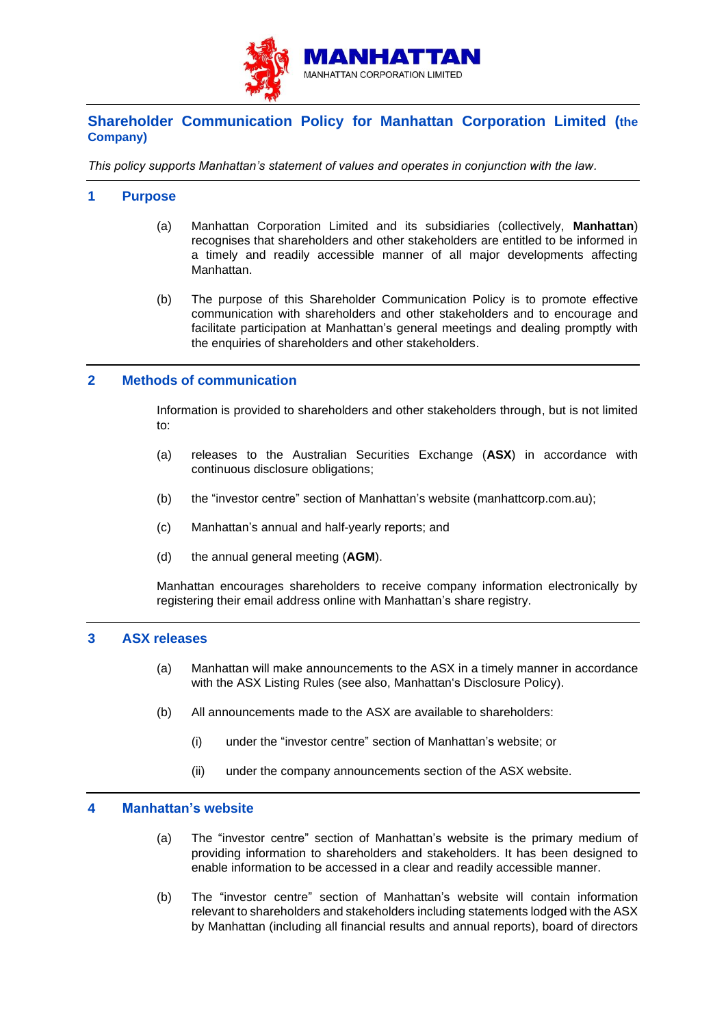MANHATTAN
MANHATTAN CORPORATION LIMITED

# Shareholder Communication Policy for Manhattan Corporation Limited (the Company)

*This policy supports Manhattan's statement of values and operates in conjunction with the law.*

## 1 Purpose

(a) Manhattan Corporation Limited and its subsidiaries (collectively, **Manhattan**) recognises that shareholders and other stakeholders are entitled to be informed in a timely and readily accessible manner of all major developments affecting Manhattan.

(b) The purpose of this Shareholder Communication Policy is to promote effective communication with shareholders and other stakeholders and to encourage and facilitate participation at Manhattan's general meetings and dealing promptly with the enquiries of shareholders and other stakeholders.

## 2 Methods of communication

Information is provided to shareholders and other stakeholders through, but is not limited to:

(a) releases to the Australian Securities Exchange (**ASX**) in accordance with continuous disclosure obligations;

(b) the "investor centre" section of Manhattan's website (manhattcorp.com.au);

(c) Manhattan's annual and half-yearly reports; and

(d) the annual general meeting (**AGM**).

Manhattan encourages shareholders to receive company information electronically by registering their email address online with Manhattan's share registry.

## 3 ASX releases

(a) Manhattan will make announcements to the ASX in a timely manner in accordance with the ASX Listing Rules (see also, Manhattan's Disclosure Policy).

(b) All announcements made to the ASX are available to shareholders:

(i) under the "investor centre" section of Manhattan's website; or

(ii) under the company announcements section of the ASX website.

## 4 Manhattan's website

(a) The "investor centre" section of Manhattan's website is the primary medium of providing information to shareholders and stakeholders. It has been designed to enable information to be accessed in a clear and readily accessible manner.

(b) The "investor centre" section of Manhattan's website will contain information relevant to shareholders and stakeholders including statements lodged with the ASX by Manhattan (including all financial results and annual reports), board of directors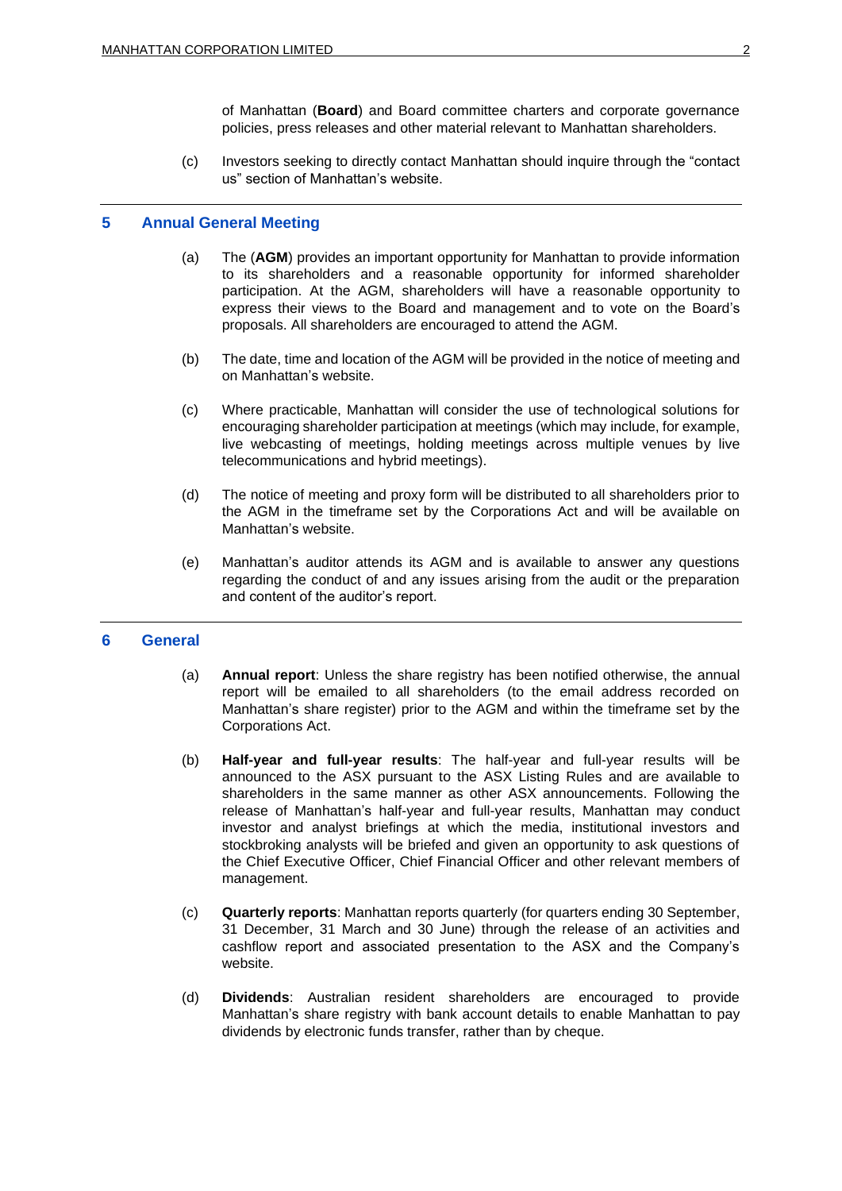of Manhattan (**Board**) and Board committee charters and corporate governance policies, press releases and other material relevant to Manhattan shareholders.

(c) Investors seeking to directly contact Manhattan should inquire through the "contact us" section of Manhattan's website.

## 5 Annual General Meeting

(a) The (**AGM**) provides an important opportunity for Manhattan to provide information to its shareholders and a reasonable opportunity for informed shareholder participation. At the AGM, shareholders will have a reasonable opportunity to express their views to the Board and management and to vote on the Board's proposals. All shareholders are encouraged to attend the AGM.

(b) The date, time and location of the AGM will be provided in the notice of meeting and on Manhattan's website.

(c) Where practicable, Manhattan will consider the use of technological solutions for encouraging shareholder participation at meetings (which may include, for example, live webcasting of meetings, holding meetings across multiple venues by live telecommunications and hybrid meetings).

(d) The notice of meeting and proxy form will be distributed to all shareholders prior to the AGM in the timeframe set by the Corporations Act and will be available on Manhattan's website.

(e) Manhattan's auditor attends its AGM and is available to answer any questions regarding the conduct of and any issues arising from the audit or the preparation and content of the auditor's report.

## 6 General

(a) **Annual report**: Unless the share registry has been notified otherwise, the annual report will be emailed to all shareholders (to the email address recorded on Manhattan's share register) prior to the AGM and within the timeframe set by the Corporations Act.

(b) **Half-year and full-year results**: The half-year and full-year results will be announced to the ASX pursuant to the ASX Listing Rules and are available to shareholders in the same manner as other ASX announcements. Following the release of Manhattan's half-year and full-year results, Manhattan may conduct investor and analyst briefings at which the media, institutional investors and stockbroking analysts will be briefed and given an opportunity to ask questions of the Chief Executive Officer, Chief Financial Officer and other relevant members of management.

(c) **Quarterly reports**: Manhattan reports quarterly (for quarters ending 30 September, 31 December, 31 March and 30 June) through the release of an activities and cashflow report and associated presentation to the ASX and the Company's website.

(d) **Dividends**: Australian resident shareholders are encouraged to provide Manhattan's share registry with bank account details to enable Manhattan to pay dividends by electronic funds transfer, rather than by cheque.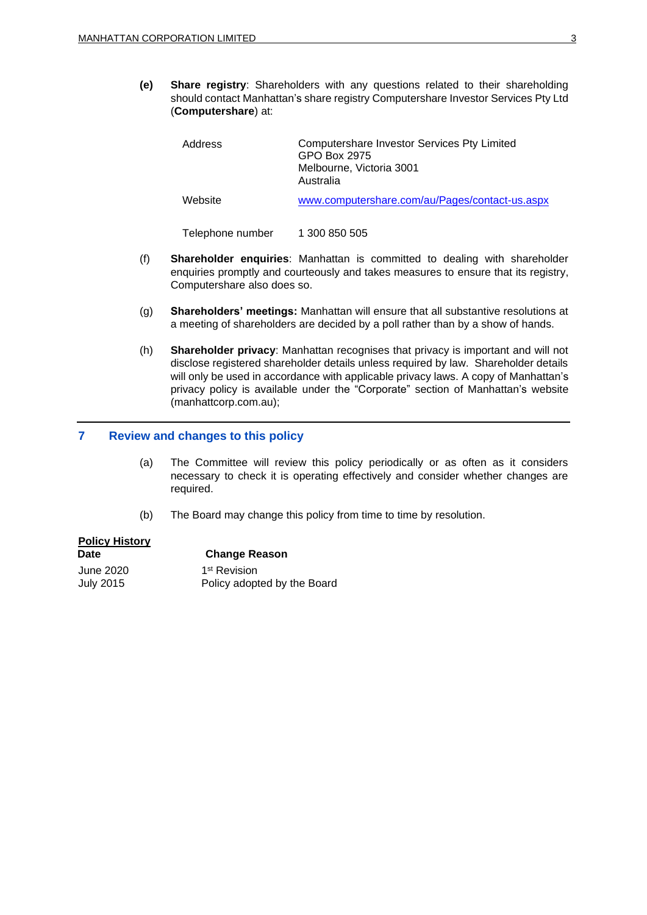**(e)** **Share registry**: Shareholders with any questions related to their shareholding should contact Manhattan's share registry Computershare Investor Services Pty Ltd (**Computershare**) at:

| | |
|---|---|
| Address | Computershare Investor Services Pty Limited<br>GPO Box 2975<br>Melbourne, Victoria 3001<br>Australia |
| Website | www.computershare.com/au/Pages/contact-us.aspx |
| Telephone number | 1 300 850 505 |

(f) **Shareholder enquiries**: Manhattan is committed to dealing with shareholder enquiries promptly and courteously and takes measures to ensure that its registry, Computershare also does so.

(g) **Shareholders' meetings:** Manhattan will ensure that all substantive resolutions at a meeting of shareholders are decided by a poll rather than by a show of hands.

(h) **Shareholder privacy**: Manhattan recognises that privacy is important and will not disclose registered shareholder details unless required by law. Shareholder details will only be used in accordance with applicable privacy laws. A copy of Manhattan's privacy policy is available under the "Corporate" section of Manhattan's website (manhattcorp.com.au);

## 7 Review and changes to this policy

(a) The Committee will review this policy periodically or as often as it considers necessary to check it is operating effectively and consider whether changes are required.

(b) The Board may change this policy from time to time by resolution.

**Policy History**

| Date | Change Reason |
|---|---|
| June 2020 | 1st Revision |
| July 2015 | Policy adopted by the Board |